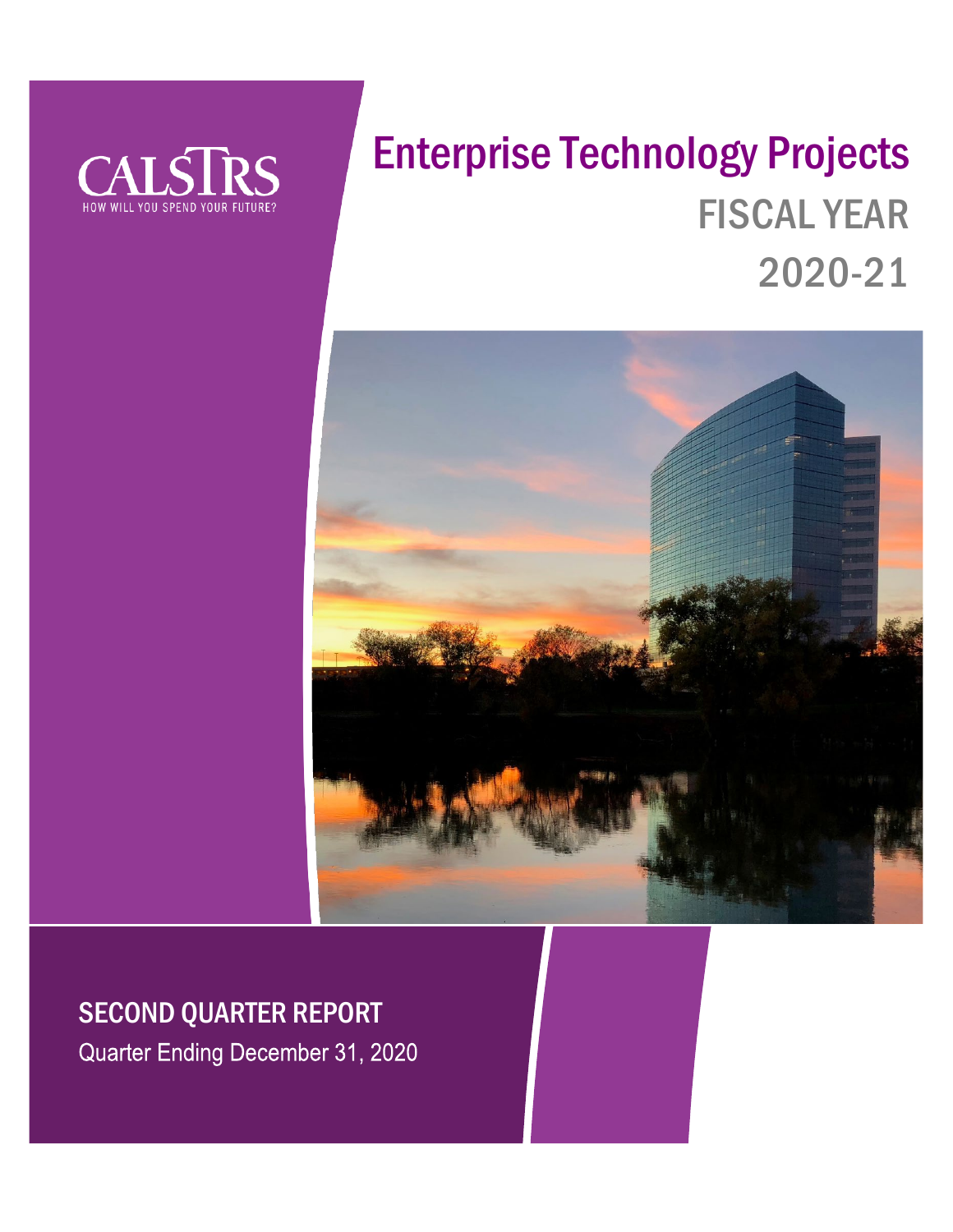CALSTRS

HOW WILL YOU SPEND YOUR FUTURE?

# Enterprise Technology Projects

## FISCAL YEAR 2020-21

## SECOND QUARTER REPORT

Quarter Ending December 31, 2020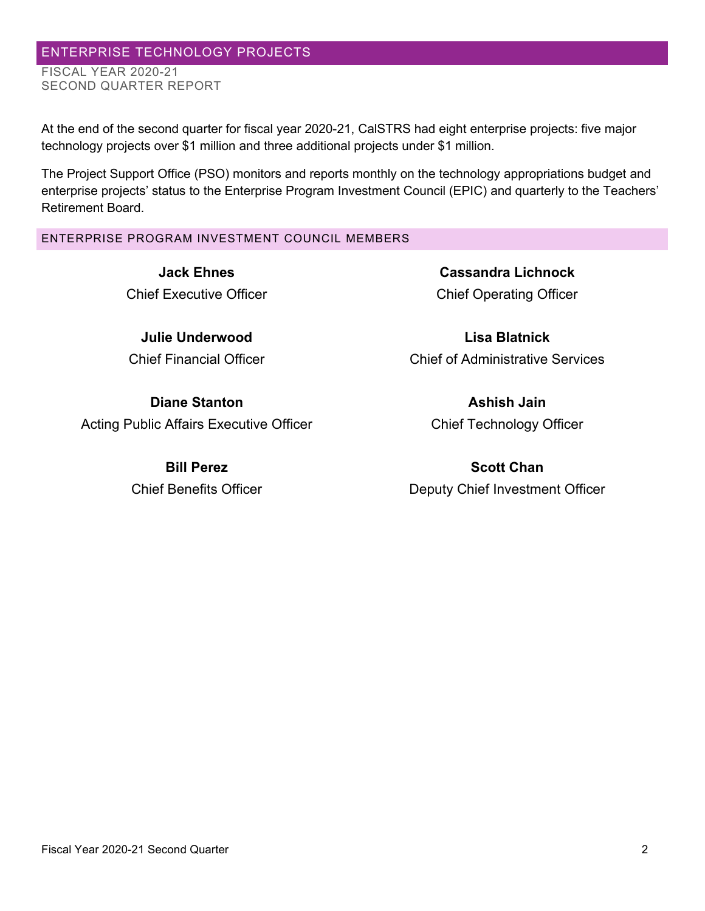## ENTERPRISE TECHNOLOGY PROJECTS

FISCAL YEAR 2020-21
SECOND QUARTER REPORT

At the end of the second quarter for fiscal year 2020-21, CalSTRS had eight enterprise projects: five major technology projects over $1 million and three additional projects under $1 million.

The Project Support Office (PSO) monitors and reports monthly on the technology appropriations budget and enterprise projects' status to the Enterprise Program Investment Council (EPIC) and quarterly to the Teachers' Retirement Board.

### ENTERPRISE PROGRAM INVESTMENT COUNCIL MEMBERS

**Jack Ehnes**
Chief Executive Officer

**Cassandra Lichnock**
Chief Operating Officer

**Julie Underwood**
Chief Financial Officer

**Lisa Blatnick**
Chief of Administrative Services

**Diane Stanton**
Acting Public Affairs Executive Officer

**Ashish Jain**
Chief Technology Officer

**Bill Perez**
Chief Benefits Officer

**Scott Chan**
Deputy Chief Investment Officer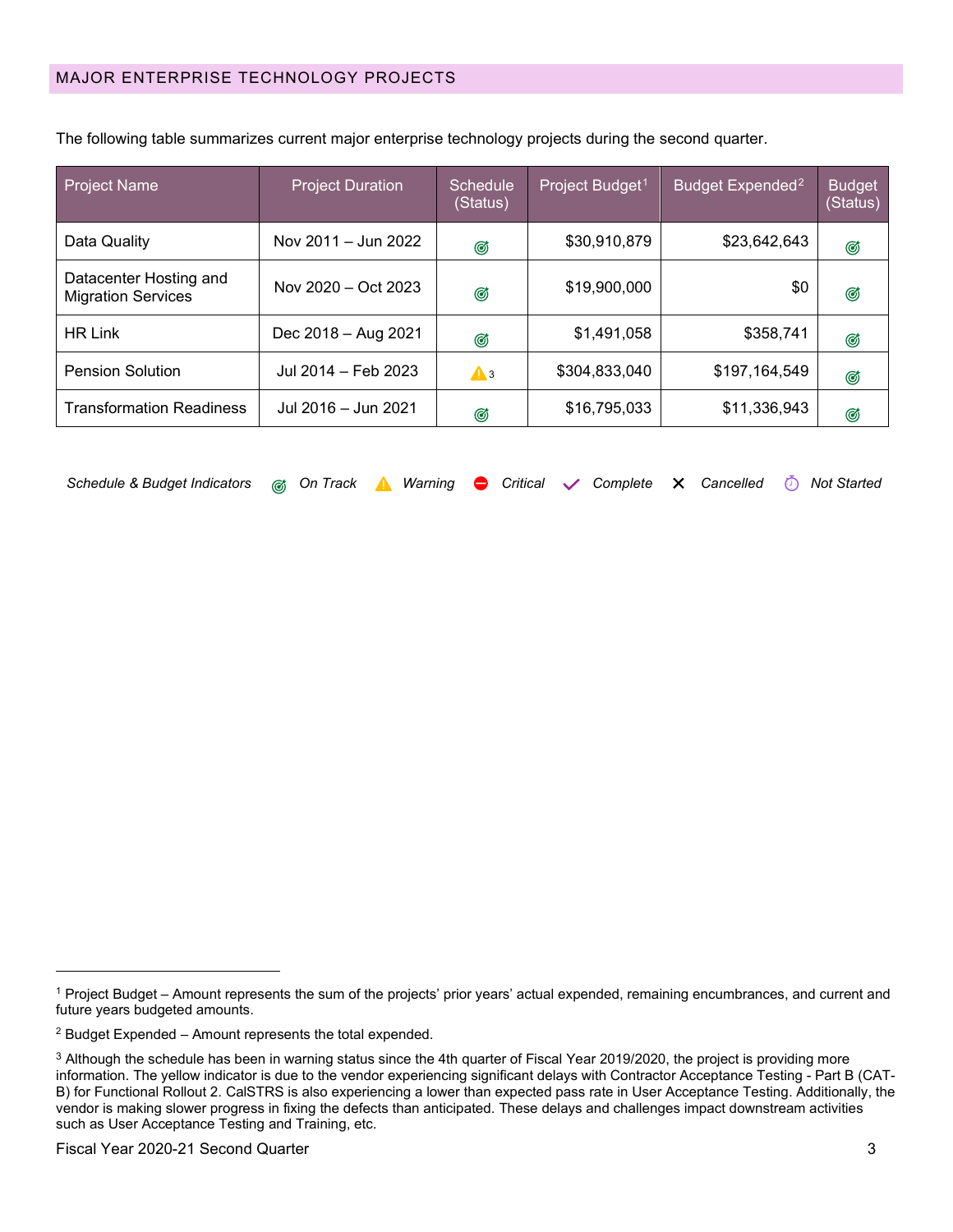## MAJOR ENTERPRISE TECHNOLOGY PROJECTS

The following table summarizes current major enterprise technology projects during the second quarter.

| Project Name | Project Duration | Schedule (Status) | Project Budget[1] | Budget Expended[2] | Budget (Status) |
|---|---|---|---|---|---|
| Data Quality | Nov 2011 – Jun 2022 | On Track | $30,910,879 | $23,642,643 | On Track |
| Datacenter Hosting and Migration Services | Nov 2020 – Oct 2023 | On Track | $19,900,000 | $0 | On Track |
| HR Link | Dec 2018 – Aug 2021 | On Track | $1,491,058 | $358,741 | On Track |
| Pension Solution | Jul 2014 – Feb 2023 | Warning[3] | $304,833,040 | $197,164,549 | On Track |
| Transformation Readiness | Jul 2016 – Jun 2021 | On Track | $16,795,033 | $11,336,943 | On Track |

*Schedule & Budget Indicators* — *On Track* — *Warning* — *Critical* — *Complete* — *Cancelled* — *Not Started*

---

[1] Project Budget – Amount represents the sum of the projects' prior years' actual expended, remaining encumbrances, and current and future years budgeted amounts.

[2] Budget Expended – Amount represents the total expended.

[3] Although the schedule has been in warning status since the 4th quarter of Fiscal Year 2019/2020, the project is providing more information. The yellow indicator is due to the vendor experiencing significant delays with Contractor Acceptance Testing - Part B (CAT-B) for Functional Rollout 2. CalSTRS is also experiencing a lower than expected pass rate in User Acceptance Testing. Additionally, the vendor is making slower progress in fixing the defects than anticipated. These delays and challenges impact downstream activities such as User Acceptance Testing and Training, etc.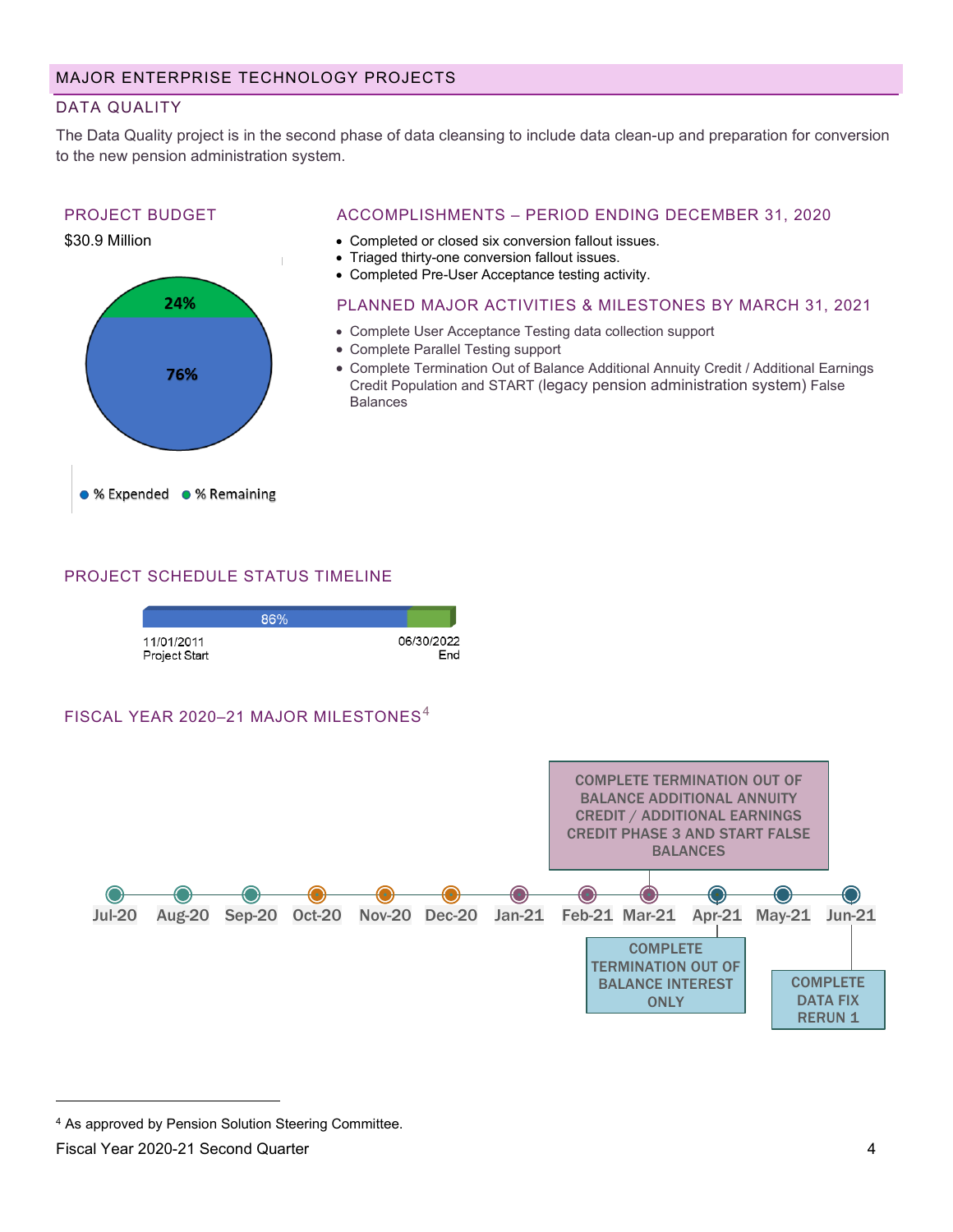## MAJOR ENTERPRISE TECHNOLOGY PROJECTS

### DATA QUALITY

The Data Quality project is in the second phase of data cleansing to include data clean-up and preparation for conversion to the new pension administration system.

#### PROJECT BUDGET

$30.9 Million

24%

76%

% Expended   % Remaining

#### ACCOMPLISHMENTS – PERIOD ENDING DECEMBER 31, 2020

- Completed or closed six conversion fallout issues.
- Triaged thirty-one conversion fallout issues.
- Completed Pre-User Acceptance testing activity.

#### PLANNED MAJOR ACTIVITIES & MILESTONES BY MARCH 31, 2021

- Complete User Acceptance Testing data collection support
- Complete Parallel Testing support
- Complete Termination Out of Balance Additional Annuity Credit / Additional Earnings Credit Population and START (legacy pension administration system) False Balances

#### PROJECT SCHEDULE STATUS TIMELINE

86%

11/01/2011 Project Start — 06/30/2022 End

#### FISCAL YEAR 2020–21 MAJOR MILESTONES[4]

Jul-20, Aug-20, Sep-20, Oct-20, Nov-20, Dec-20, Jan-21, Feb-21, Mar-21, Apr-21, May-21, Jun-21

- Mar-21: COMPLETE TERMINATION OUT OF BALANCE ADDITIONAL ANNUITY CREDIT / ADDITIONAL EARNINGS CREDIT PHASE 3 AND START FALSE BALANCES
- Apr-21: COMPLETE TERMINATION OUT OF BALANCE INTEREST ONLY
- Jun-21: COMPLETE DATA FIX RERUN 1

[4] As approved by Pension Solution Steering Committee.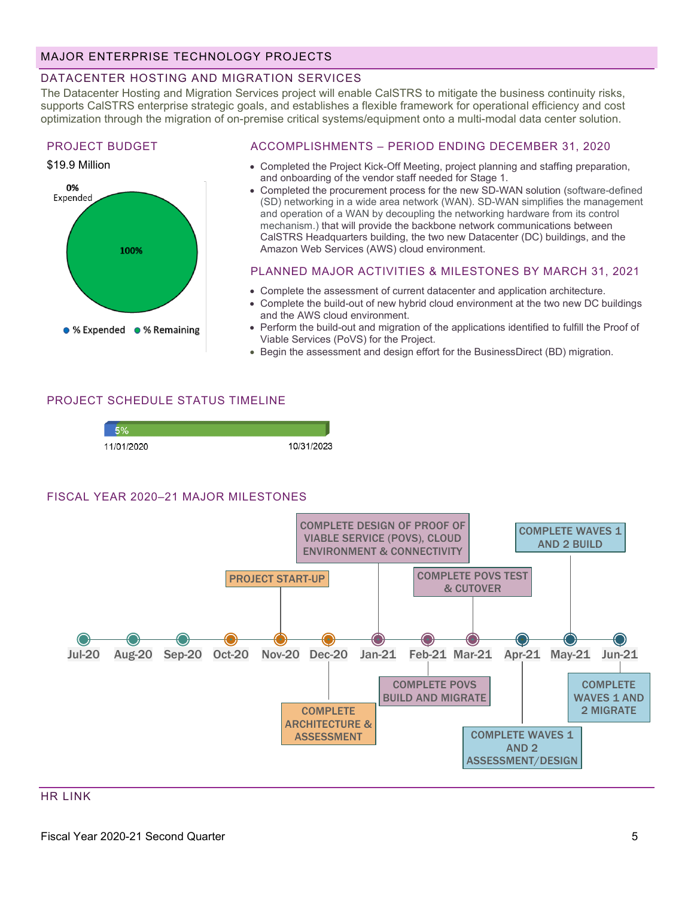## MAJOR ENTERPRISE TECHNOLOGY PROJECTS

### DATACENTER HOSTING AND MIGRATION SERVICES

The Datacenter Hosting and Migration Services project will enable CalSTRS to mitigate the business continuity risks, supports CalSTRS enterprise strategic goals, and establishes a flexible framework for operational efficiency and cost optimization through the migration of on-premise critical systems/equipment onto a multi-modal data center solution.

### PROJECT BUDGET

$19.9 Million

0% Expended

100%

● % Expended ● % Remaining

### ACCOMPLISHMENTS – PERIOD ENDING DECEMBER 31, 2020

- Completed the Project Kick-Off Meeting, project planning and staffing preparation, and onboarding of the vendor staff needed for Stage 1.
- Completed the procurement process for the new SD-WAN solution (software-defined (SD) networking in a wide area network (WAN). SD-WAN simplifies the management and operation of a WAN by decoupling the networking hardware from its control mechanism.) that will provide the backbone network communications between CalSTRS Headquarters building, the two new Datacenter (DC) buildings, and the Amazon Web Services (AWS) cloud environment.

### PLANNED MAJOR ACTIVITIES & MILESTONES BY MARCH 31, 2021

- Complete the assessment of current datacenter and application architecture.
- Complete the build-out of new hybrid cloud environment at the two new DC buildings and the AWS cloud environment.
- Perform the build-out and migration of the applications identified to fulfill the Proof of Viable Services (PoVS) for the Project.
- Begin the assessment and design effort for the BusinessDirect (BD) migration.

### PROJECT SCHEDULE STATUS TIMELINE

5%

11/01/2020 — 10/31/2023

### FISCAL YEAR 2020–21 MAJOR MILESTONES

| Month | Milestone |
|---|---|
| Jul-20 | |
| Aug-20 | |
| Sep-20 | |
| Oct-20 | |
| Nov-20 | PROJECT START-UP |
| Dec-20 | COMPLETE ARCHITECTURE & ASSESSMENT |
| Jan-21 | COMPLETE DESIGN OF PROOF OF VIABLE SERVICE (POVS), CLOUD ENVIRONMENT & CONNECTIVITY |
| Feb-21 | COMPLETE POVS BUILD AND MIGRATE |
| Mar-21 | COMPLETE POVS TEST & CUTOVER |
| Apr-21 | COMPLETE WAVES 1 AND 2 ASSESSMENT/DESIGN |
| May-21 | COMPLETE WAVES 1 AND 2 BUILD |
| Jun-21 | COMPLETE WAVES 1 AND 2 MIGRATE |

HR LINK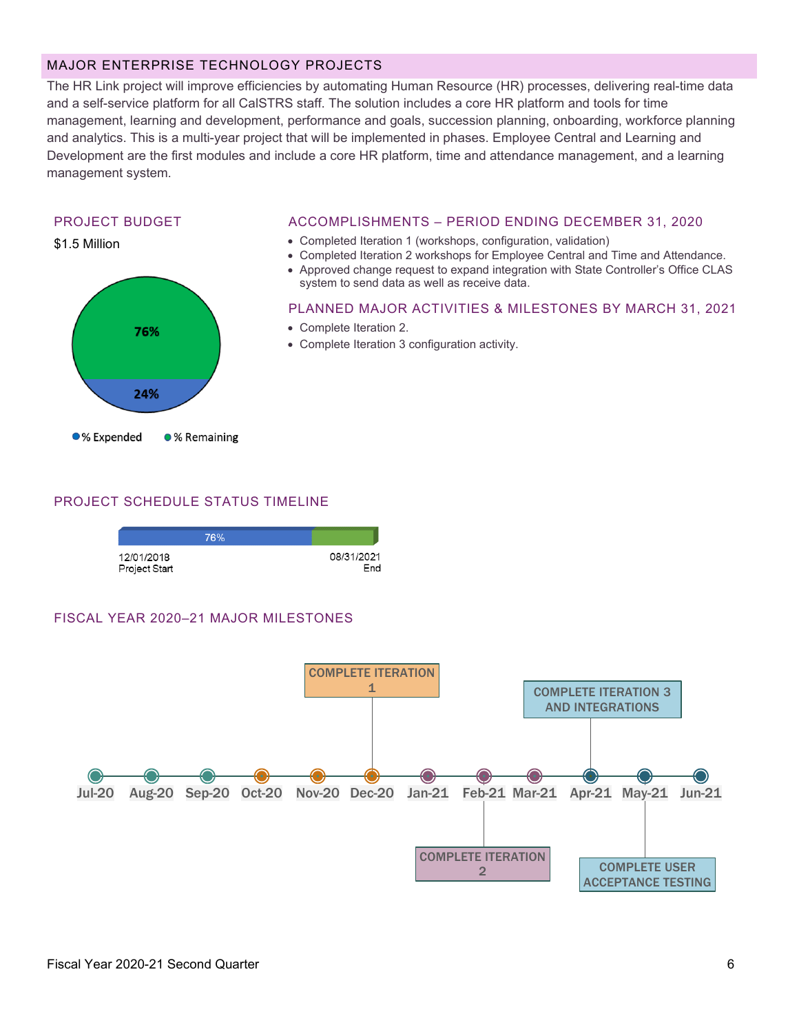## MAJOR ENTERPRISE TECHNOLOGY PROJECTS

The HR Link project will improve efficiencies by automating Human Resource (HR) processes, delivering real-time data and a self-service platform for all CalSTRS staff. The solution includes a core HR platform and tools for time management, learning and development, performance and goals, succession planning, onboarding, workforce planning and analytics. This is a multi-year project that will be implemented in phases. Employee Central and Learning and Development are the first modules and include a core HR platform, time and attendance management, and a learning management system.

### PROJECT BUDGET

$1.5 Million

- % Expended: 24%
- % Remaining: 76%

### ACCOMPLISHMENTS – PERIOD ENDING DECEMBER 31, 2020

- Completed Iteration 1 (workshops, configuration, validation)
- Completed Iteration 2 workshops for Employee Central and Time and Attendance.
- Approved change request to expand integration with State Controller's Office CLAS system to send data as well as receive data.

### PLANNED MAJOR ACTIVITIES & MILESTONES BY MARCH 31, 2021

- Complete Iteration 2.
- Complete Iteration 3 configuration activity.

### PROJECT SCHEDULE STATUS TIMELINE

76%

12/01/2018 Project Start — 08/31/2021 End

### FISCAL YEAR 2020–21 MAJOR MILESTONES

| Month | Milestone |
|---|---|
| Jul-20 | |
| Aug-20 | |
| Sep-20 | |
| Oct-20 | |
| Nov-20 | |
| Dec-20 | COMPLETE ITERATION 1 |
| Jan-21 | |
| Feb-21 | COMPLETE ITERATION 2 |
| Mar-21 | |
| Apr-21 | COMPLETE ITERATION 3 AND INTEGRATIONS |
| May-21 | COMPLETE USER ACCEPTANCE TESTING |
| Jun-21 | |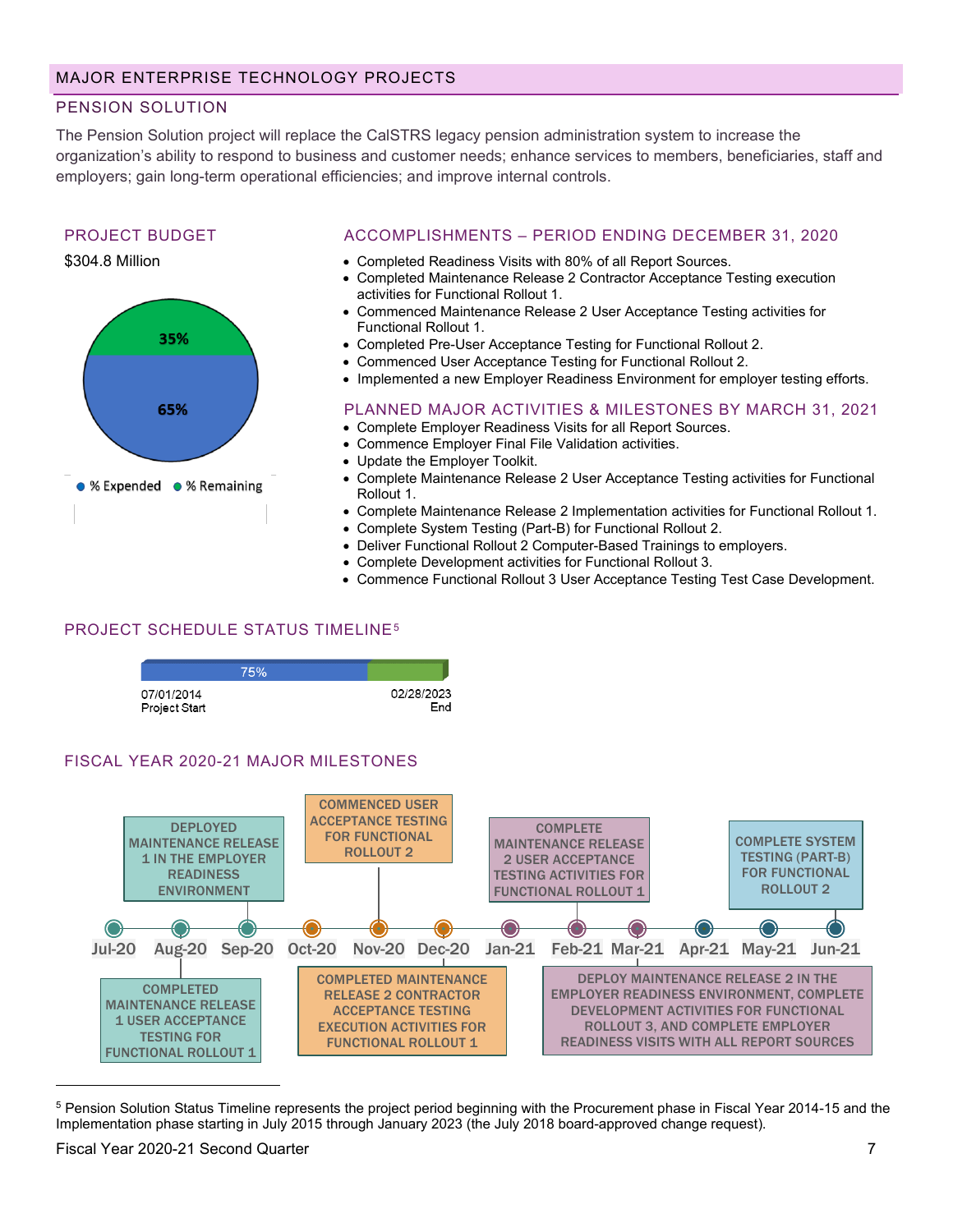## MAJOR ENTERPRISE TECHNOLOGY PROJECTS

### PENSION SOLUTION

The Pension Solution project will replace the CalSTRS legacy pension administration system to increase the organization's ability to respond to business and customer needs; enhance services to members, beneficiaries, staff and employers; gain long-term operational efficiencies; and improve internal controls.

### PROJECT BUDGET

$304.8 Million

35%

65%

% Expended % Remaining

### ACCOMPLISHMENTS – PERIOD ENDING DECEMBER 31, 2020

- Completed Readiness Visits with 80% of all Report Sources.
- Completed Maintenance Release 2 Contractor Acceptance Testing execution activities for Functional Rollout 1.
- Commenced Maintenance Release 2 User Acceptance Testing activities for Functional Rollout 1.
- Completed Pre-User Acceptance Testing for Functional Rollout 2.
- Commenced User Acceptance Testing for Functional Rollout 2.
- Implemented a new Employer Readiness Environment for employer testing efforts.

### PLANNED MAJOR ACTIVITIES & MILESTONES BY MARCH 31, 2021

- Complete Employer Readiness Visits for all Report Sources.
- Commence Employer Final File Validation activities.
- Update the Employer Toolkit.
- Complete Maintenance Release 2 User Acceptance Testing activities for Functional Rollout 1.
- Complete Maintenance Release 2 Implementation activities for Functional Rollout 1.
- Complete System Testing (Part-B) for Functional Rollout 2.
- Deliver Functional Rollout 2 Computer-Based Trainings to employers.
- Complete Development activities for Functional Rollout 3.
- Commence Functional Rollout 3 User Acceptance Testing Test Case Development.

### PROJECT SCHEDULE STATUS TIMELINE[5]

75%

07/01/2014 Project Start — 02/28/2023 End

### FISCAL YEAR 2020-21 MAJOR MILESTONES

| Month | Milestone |
|---|---|
| Aug-20 | COMPLETED MAINTENANCE RELEASE 1 USER ACCEPTANCE TESTING FOR FUNCTIONAL ROLLOUT 1 |
| Sep-20 | DEPLOYED MAINTENANCE RELEASE 1 IN THE EMPLOYER READINESS ENVIRONMENT |
| Nov-20 | COMMENCED USER ACCEPTANCE TESTING FOR FUNCTIONAL ROLLOUT 2 |
| Dec-20 | COMPLETED MAINTENANCE RELEASE 2 CONTRACTOR ACCEPTANCE TESTING EXECUTION ACTIVITIES FOR FUNCTIONAL ROLLOUT 1 |
| Feb-21 | COMPLETE MAINTENANCE RELEASE 2 USER ACCEPTANCE TESTING ACTIVITIES FOR FUNCTIONAL ROLLOUT 1 |
| Mar-21 | DEPLOY MAINTENANCE RELEASE 2 IN THE EMPLOYER READINESS ENVIRONMENT, COMPLETE DEVELOPMENT ACTIVITIES FOR FUNCTIONAL ROLLOUT 3, AND COMPLETE EMPLOYER READINESS VISITS WITH ALL REPORT SOURCES |
| Jun-21 | COMPLETE SYSTEM TESTING (PART-B) FOR FUNCTIONAL ROLLOUT 2 |

[5] Pension Solution Status Timeline represents the project period beginning with the Procurement phase in Fiscal Year 2014-15 and the Implementation phase starting in July 2015 through January 2023 (the July 2018 board-approved change request).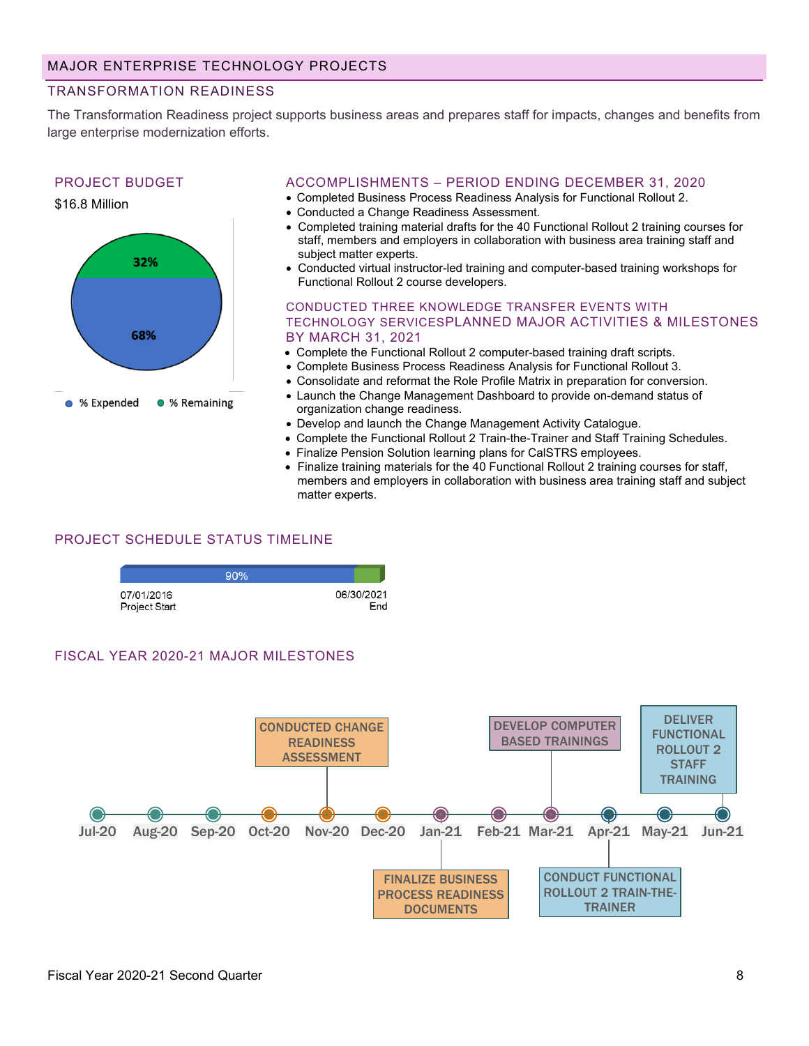## MAJOR ENTERPRISE TECHNOLOGY PROJECTS

### TRANSFORMATION READINESS

The Transformation Readiness project supports business areas and prepares staff for impacts, changes and benefits from large enterprise modernization efforts.

#### PROJECT BUDGET

$16.8 Million

- % Expended: 68%
- % Remaining: 32%

#### ACCOMPLISHMENTS – PERIOD ENDING DECEMBER 31, 2020

- Completed Business Process Readiness Analysis for Functional Rollout 2.
- Conducted a Change Readiness Assessment.
- Completed training material drafts for the 40 Functional Rollout 2 training courses for staff, members and employers in collaboration with business area training staff and subject matter experts.
- Conducted virtual instructor-led training and computer-based training workshops for Functional Rollout 2 course developers.

#### CONDUCTED THREE KNOWLEDGE TRANSFER EVENTS WITH TECHNOLOGY SERVICESPLANNED MAJOR ACTIVITIES & MILESTONES BY MARCH 31, 2021

- Complete the Functional Rollout 2 computer-based training draft scripts.
- Complete Business Process Readiness Analysis for Functional Rollout 3.
- Consolidate and reformat the Role Profile Matrix in preparation for conversion.
- Launch the Change Management Dashboard to provide on-demand status of organization change readiness.
- Develop and launch the Change Management Activity Catalogue.
- Complete the Functional Rollout 2 Train-the-Trainer and Staff Training Schedules.
- Finalize Pension Solution learning plans for CalSTRS employees.
- Finalize training materials for the 40 Functional Rollout 2 training courses for staff, members and employers in collaboration with business area training staff and subject matter experts.

#### PROJECT SCHEDULE STATUS TIMELINE

90%

07/01/2016 Project Start — 06/30/2021 End

#### FISCAL YEAR 2020-21 MAJOR MILESTONES

| Month | Milestone |
|---|---|
| Nov-20 | CONDUCTED CHANGE READINESS ASSESSMENT |
| Jan-21 | FINALIZE BUSINESS PROCESS READINESS DOCUMENTS |
| Mar-21 | DEVELOP COMPUTER BASED TRAININGS |
| Apr-21 | CONDUCT FUNCTIONAL ROLLOUT 2 TRAIN-THE-TRAINER |
| Jun-21 | DELIVER FUNCTIONAL ROLLOUT 2 STAFF TRAINING |

Fiscal Year 2020-21 Second Quarter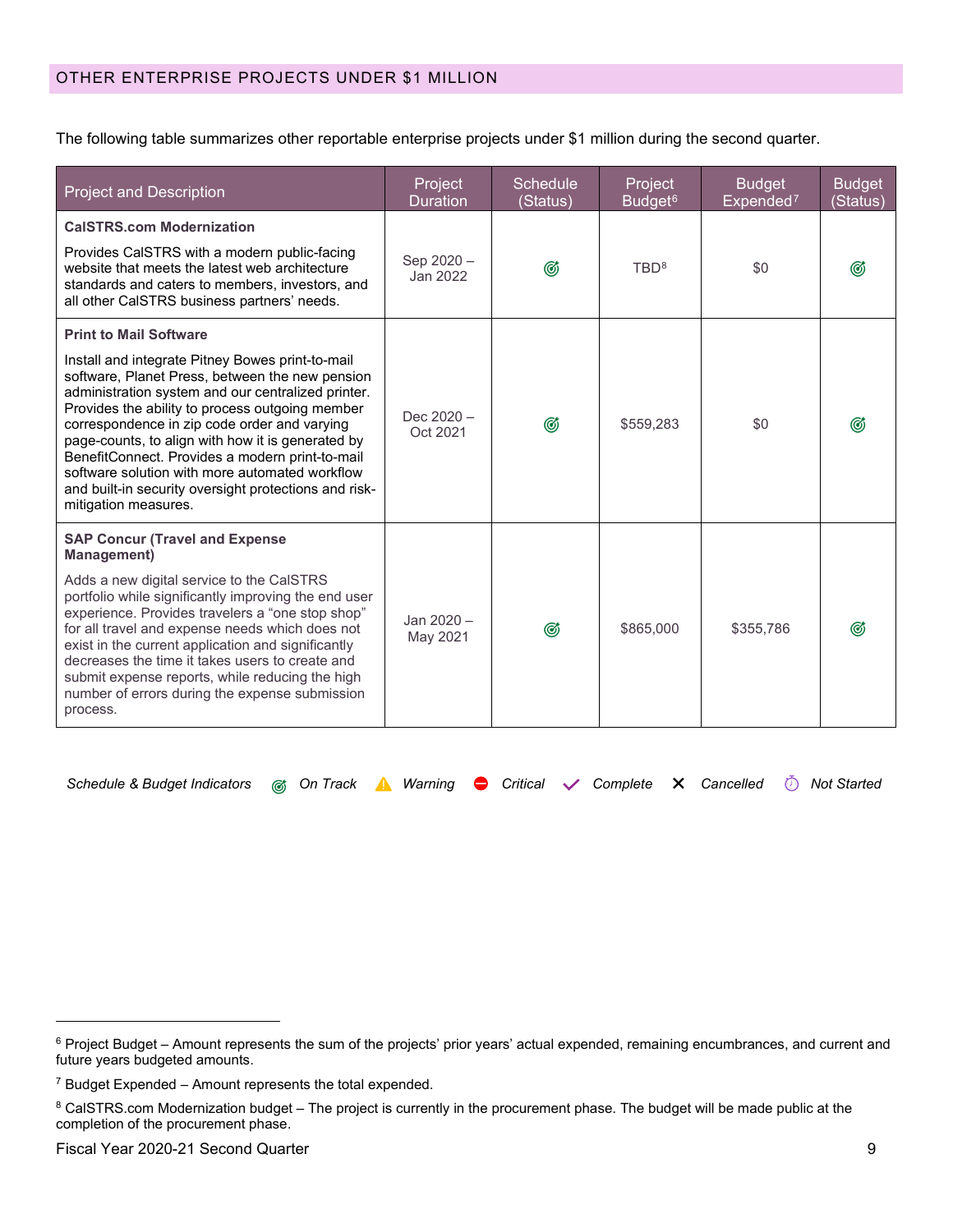## OTHER ENTERPRISE PROJECTS UNDER $1 MILLION

The following table summarizes other reportable enterprise projects under $1 million during the second quarter.

| Project and Description | Project Duration | Schedule (Status) | Project Budget[6] | Budget Expended[7] | Budget (Status) |
|---|---|---|---|---|---|
| **CalSTRS.com Modernization**<br><br>Provides CalSTRS with a modern public-facing website that meets the latest web architecture standards and caters to members, investors, and all other CalSTRS business partners' needs. | Sep 2020 – Jan 2022 | On Track | TBD[8] | $0 | On Track |
| **Print to Mail Software**<br><br>Install and integrate Pitney Bowes print-to-mail software, Planet Press, between the new pension administration system and our centralized printer. Provides the ability to process outgoing member correspondence in zip code order and varying page-counts, to align with how it is generated by BenefitConnect. Provides a modern print-to-mail software solution with more automated workflow and built-in security oversight protections and risk-mitigation measures. | Dec 2020 – Oct 2021 | On Track | $559,283 | $0 | On Track |
| **SAP Concur (Travel and Expense Management)**<br><br>Adds a new digital service to the CalSTRS portfolio while significantly improving the end user experience. Provides travelers a "one stop shop" for all travel and expense needs which does not exist in the current application and significantly decreases the time it takes users to create and submit expense reports, while reducing the high number of errors during the expense submission process. | Jan 2020 – May 2021 | On Track | $865,000 | $355,786 | On Track |

*Schedule & Budget Indicators* — *On Track* — *Warning* — *Critical* — *Complete* — *Cancelled* — *Not Started*

---

[6] Project Budget – Amount represents the sum of the projects' prior years' actual expended, remaining encumbrances, and current and future years budgeted amounts.

[7] Budget Expended – Amount represents the total expended.

[8] CalSTRS.com Modernization budget – The project is currently in the procurement phase. The budget will be made public at the completion of the procurement phase.